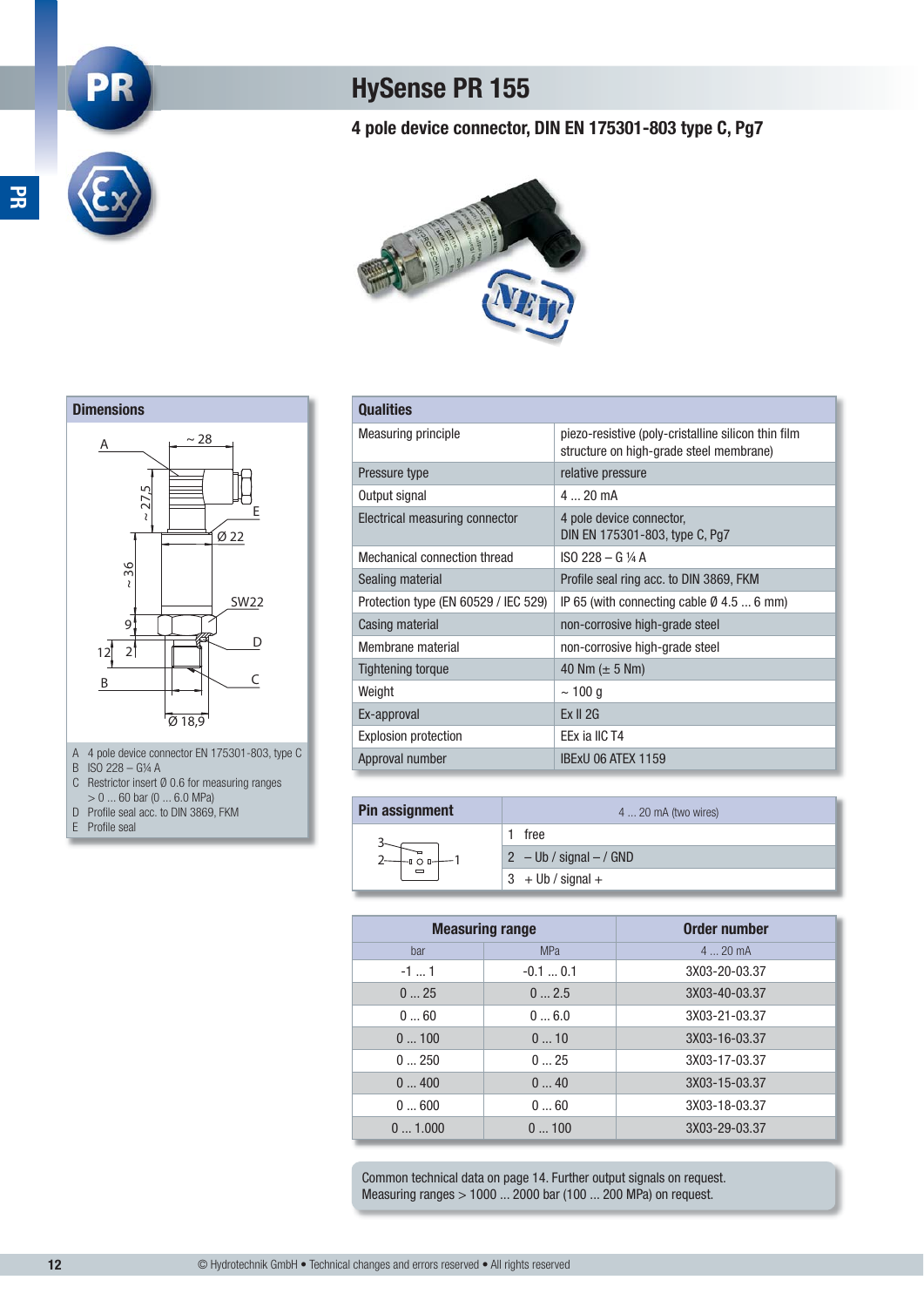# HySense PR 155

## 4 pole device connector, DIN EN 175301-803 type C, Pg7

### Dimensions

A 4 pole device connector EN 175301-803, type C
B ISO 228 – G¼ A
C Restrictor insert Ø 0.6 for measuring ranges > 0 ... 60 bar (0 ... 6.0 MPa)
D Profile seal acc. to DIN 3869, FKM
E Profile seal

### Qualities

| Qualities | |
|---|---|
| Measuring principle | piezo-resistive (poly-cristalline silicon thin film structure on high-grade steel membrane) |
| Pressure type | relative pressure |
| Output signal | 4 ... 20 mA |
| Electrical measuring connector | 4 pole device connector, DIN EN 175301-803, type C, Pg7 |
| Mechanical connection thread | ISO 228 – G ¼ A |
| Sealing material | Profile seal ring acc. to DIN 3869, FKM |
| Protection type (EN 60529 / IEC 529) | IP 65 (with connecting cable Ø 4.5 ... 6 mm) |
| Casing material | non-corrosive high-grade steel |
| Membrane material | non-corrosive high-grade steel |
| Tightening torque | 40 Nm (± 5 Nm) |
| Weight | ~ 100 g |
| Ex-approval | Ex II 2G |
| Explosion protection | EEx ia IIC T4 |
| Approval number | IBExU 06 ATEX 1159 |

### Pin assignment

| Pin assignment | 4 ... 20 mA (two wires) |
|---|---|
| 1 | free |
| 2 | – Ub / signal – / GND |
| 3 | + Ub / signal + |

### Measuring range

| Measuring range | | Order number |
|---|---|---|
| bar | MPa | 4 ... 20 mA |
| -1 ... 1 | -0.1 ... 0.1 | 3X03-20-03.37 |
| 0 ... 25 | 0 ... 2.5 | 3X03-40-03.37 |
| 0 ... 60 | 0 ... 6.0 | 3X03-21-03.37 |
| 0 ... 100 | 0 ... 10 | 3X03-16-03.37 |
| 0 ... 250 | 0 ... 25 | 3X03-17-03.37 |
| 0 ... 400 | 0 ... 40 | 3X03-15-03.37 |
| 0 ... 600 | 0 ... 60 | 3X03-18-03.37 |
| 0 ... 1.000 | 0 ... 100 | 3X03-29-03.37 |

Common technical data on page 14. Further output signals on request.
Measuring ranges > 1000 ... 2000 bar (100 ... 200 MPa) on request.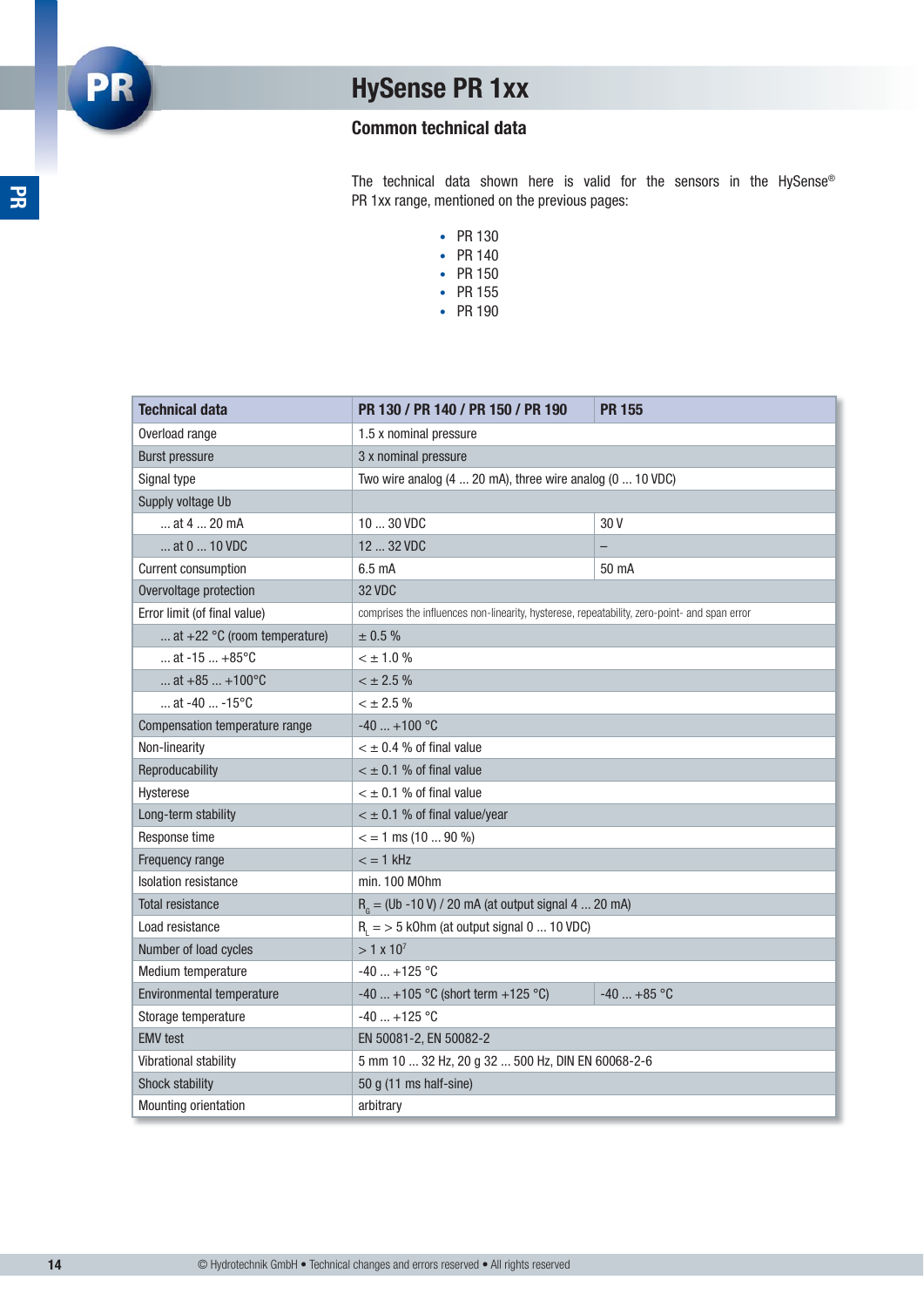# HySense PR 1xx

## Common technical data

The technical data shown here is valid for the sensors in the HySense® PR 1xx range, mentioned on the previous pages:

- PR 130
- PR 140
- PR 150
- PR 155
- PR 190

| Technical data | PR 130 / PR 140 / PR 150 / PR 190 | PR 155 |
|---|---|---|
| Overload range | 1.5 x nominal pressure | |
| Burst pressure | 3 x nominal pressure | |
| Signal type | Two wire analog (4 ... 20 mA), three wire analog (0 ... 10 VDC) | |
| Supply voltage Ub | | |
| ... at 4 ... 20 mA | 10 ... 30 VDC | 30 V |
| ... at 0 ... 10 VDC | 12 ... 32 VDC | – |
| Current consumption | 6.5 mA | 50 mA |
| Overvoltage protection | 32 VDC | |
| Error limit (of final value) | comprises the influences non-linearity, hysterese, repeatability, zero-point- and span error | |
| ... at +22 °C (room temperature) | ± 0.5 % | |
| ... at -15 ... +85°C | < ± 1.0 % | |
| ... at +85 ... +100°C | < ± 2.5 % | |
| ... at -40 ... -15°C | < ± 2.5 % | |
| Compensation temperature range | -40 ... +100 °C | |
| Non-linearity | < ± 0.4 % of final value | |
| Reproducibility | < ± 0.1 % of final value | |
| Hysterese | < ± 0.1 % of final value | |
| Long-term stability | < ± 0.1 % of final value/year | |
| Response time | < = 1 ms (10 ... 90 %) | |
| Frequency range | < = 1 kHz | |
| Isolation resistance | min. 100 MOhm | |
| Total resistance | $R_G$ = (Ub -10 V) / 20 mA (at output signal 4 ... 20 mA) | |
| Load resistance | $R_L$ = > 5 kOhm (at output signal 0 ... 10 VDC) | |
| Number of load cycles | > 1 x $10^7$ | |
| Medium temperature | -40 ... +125 °C | |
| Environmental temperature | -40 ... +105 °C (short term +125 °C) | -40 ... +85 °C |
| Storage temperature | -40 ... +125 °C | |
| EMV test | EN 50081-2, EN 50082-2 | |
| Vibrational stability | 5 mm 10 ... 32 Hz, 20 g 32 ... 500 Hz, DIN EN 60068-2-6 | |
| Shock stability | 50 g (11 ms half-sine) | |
| Mounting orientation | arbitrary | |